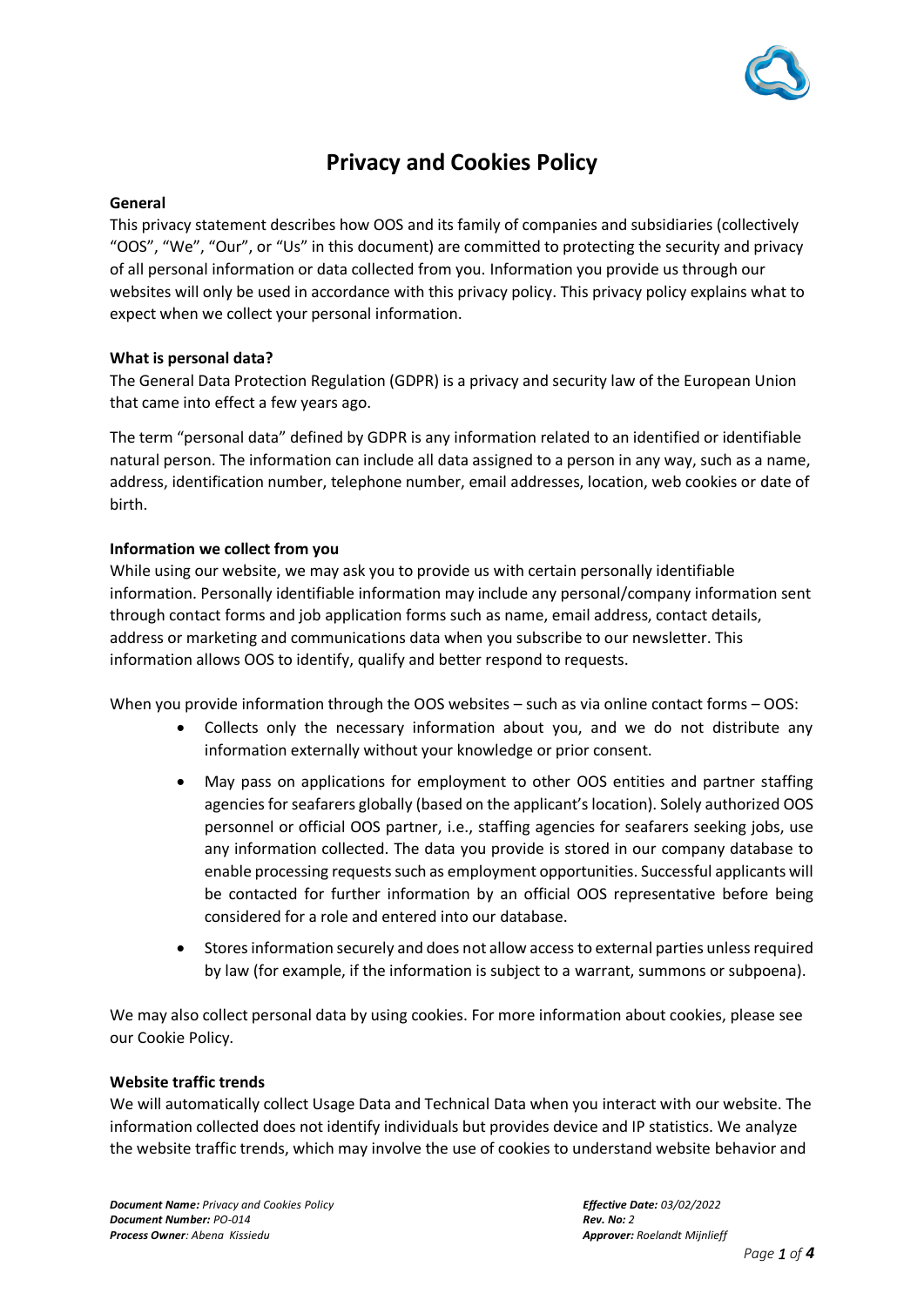# Privacy and Cookies Policy

**General**

This privacy statement describes how OOS and its family of companies and subsidiaries (collectively "OOS", "We", "Our", or "Us" in this document) are committed to protecting the security and privacy of all personal information or data collected from you. Information you provide us through our websites will only be used in accordance with this privacy policy. This privacy policy explains what to expect when we collect your personal information.

**What is personal data?**

The General Data Protection Regulation (GDPR) is a privacy and security law of the European Union that came into effect a few years ago.

The term "personal data" defined by GDPR is any information related to an identified or identifiable natural person. The information can include all data assigned to a person in any way, such as a name, address, identification number, telephone number, email addresses, location, web cookies or date of birth.

**Information we collect from you**

While using our website, we may ask you to provide us with certain personally identifiable information. Personally identifiable information may include any personal/company information sent through contact forms and job application forms such as name, email address, contact details, address or marketing and communications data when you subscribe to our newsletter. This information allows OOS to identify, qualify and better respond to requests.

When you provide information through the OOS websites – such as via online contact forms – OOS:

- Collects only the necessary information about you, and we do not distribute any information externally without your knowledge or prior consent.
- May pass on applications for employment to other OOS entities and partner staffing agencies for seafarers globally (based on the applicant's location). Solely authorized OOS personnel or official OOS partner, i.e., staffing agencies for seafarers seeking jobs, use any information collected. The data you provide is stored in our company database to enable processing requests such as employment opportunities. Successful applicants will be contacted for further information by an official OOS representative before being considered for a role and entered into our database.
- Stores information securely and does not allow access to external parties unless required by law (for example, if the information is subject to a warrant, summons or subpoena).

We may also collect personal data by using cookies. For more information about cookies, please see our Cookie Policy.

**Website traffic trends**

We will automatically collect Usage Data and Technical Data when you interact with our website. The information collected does not identify individuals but provides device and IP statistics. We analyze the website traffic trends, which may involve the use of cookies to understand website behavior and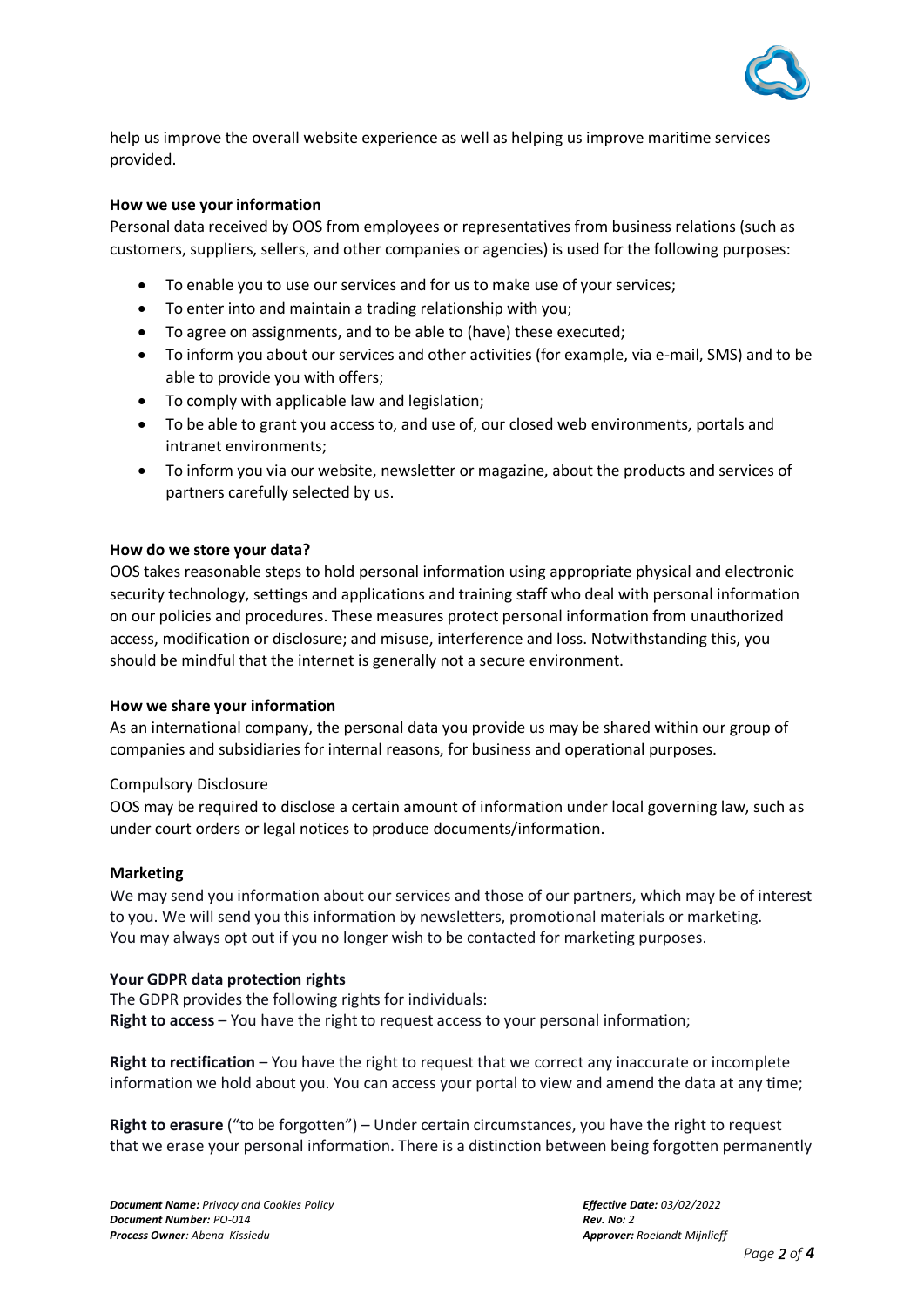help us improve the overall website experience as well as helping us improve maritime services provided.

**How we use your information**

Personal data received by OOS from employees or representatives from business relations (such as customers, suppliers, sellers, and other companies or agencies) is used for the following purposes:

- To enable you to use our services and for us to make use of your services;
- To enter into and maintain a trading relationship with you;
- To agree on assignments, and to be able to (have) these executed;
- To inform you about our services and other activities (for example, via e-mail, SMS) and to be able to provide you with offers;
- To comply with applicable law and legislation;
- To be able to grant you access to, and use of, our closed web environments, portals and intranet environments;
- To inform you via our website, newsletter or magazine, about the products and services of partners carefully selected by us.

**How do we store your data?**

OOS takes reasonable steps to hold personal information using appropriate physical and electronic security technology, settings and applications and training staff who deal with personal information on our policies and procedures. These measures protect personal information from unauthorized access, modification or disclosure; and misuse, interference and loss. Notwithstanding this, you should be mindful that the internet is generally not a secure environment.

**How we share your information**

As an international company, the personal data you provide us may be shared within our group of companies and subsidiaries for internal reasons, for business and operational purposes.

Compulsory Disclosure

OOS may be required to disclose a certain amount of information under local governing law, such as under court orders or legal notices to produce documents/information.

**Marketing**

We may send you information about our services and those of our partners, which may be of interest to you. We will send you this information by newsletters, promotional materials or marketing. You may always opt out if you no longer wish to be contacted for marketing purposes.

**Your GDPR data protection rights**

The GDPR provides the following rights for individuals:

**Right to access** – You have the right to request access to your personal information;

**Right to rectification** – You have the right to request that we correct any inaccurate or incomplete information we hold about you. You can access your portal to view and amend the data at any time;

**Right to erasure** ("to be forgotten") – Under certain circumstances, you have the right to request that we erase your personal information. There is a distinction between being forgotten permanently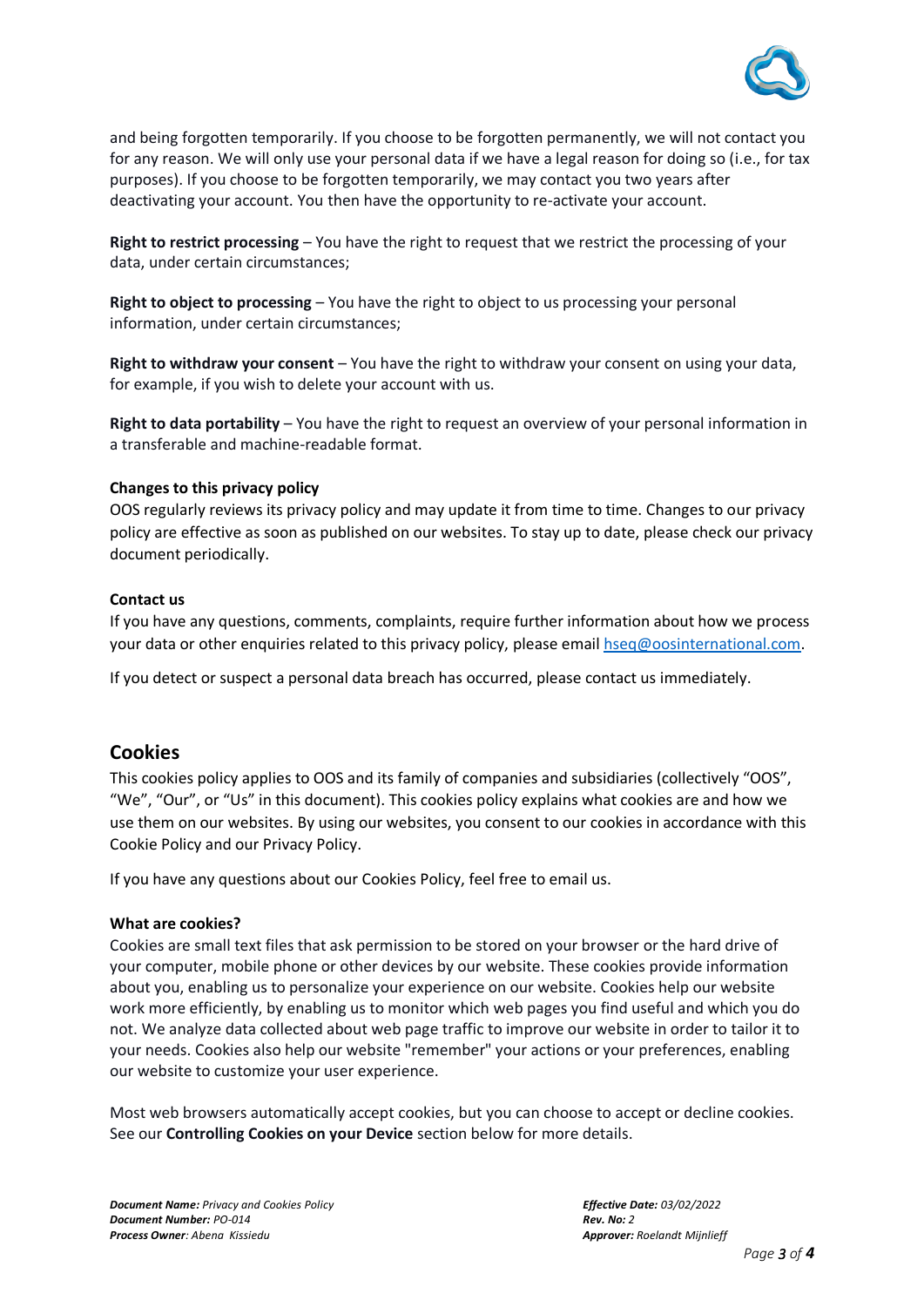and being forgotten temporarily. If you choose to be forgotten permanently, we will not contact you for any reason. We will only use your personal data if we have a legal reason for doing so (i.e., for tax purposes). If you choose to be forgotten temporarily, we may contact you two years after deactivating your account. You then have the opportunity to re-activate your account.

**Right to restrict processing** – You have the right to request that we restrict the processing of your data, under certain circumstances;

**Right to object to processing** – You have the right to object to us processing your personal information, under certain circumstances;

**Right to withdraw your consent** – You have the right to withdraw your consent on using your data, for example, if you wish to delete your account with us.

**Right to data portability** – You have the right to request an overview of your personal information in a transferable and machine-readable format.

**Changes to this privacy policy**

OOS regularly reviews its privacy policy and may update it from time to time. Changes to our privacy policy are effective as soon as published on our websites. To stay up to date, please check our privacy document periodically.

**Contact us**

If you have any questions, comments, complaints, require further information about how we process your data or other enquiries related to this privacy policy, please email [hseq@oosinternational.com](mailto:hseq@oosinternational.com).

If you detect or suspect a personal data breach has occurred, please contact us immediately.

## Cookies

This cookies policy applies to OOS and its family of companies and subsidiaries (collectively "OOS", "We", "Our", or "Us" in this document). This cookies policy explains what cookies are and how we use them on our websites. By using our websites, you consent to our cookies in accordance with this Cookie Policy and our Privacy Policy.

If you have any questions about our Cookies Policy, feel free to email us.

**What are cookies?**

Cookies are small text files that ask permission to be stored on your browser or the hard drive of your computer, mobile phone or other devices by our website. These cookies provide information about you, enabling us to personalize your experience on our website. Cookies help our website work more efficiently, by enabling us to monitor which web pages you find useful and which you do not. We analyze data collected about web page traffic to improve our website in order to tailor it to your needs. Cookies also help our website "remember" your actions or your preferences, enabling our website to customize your user experience.

Most web browsers automatically accept cookies, but you can choose to accept or decline cookies. See our **Controlling Cookies on your Device** section below for more details.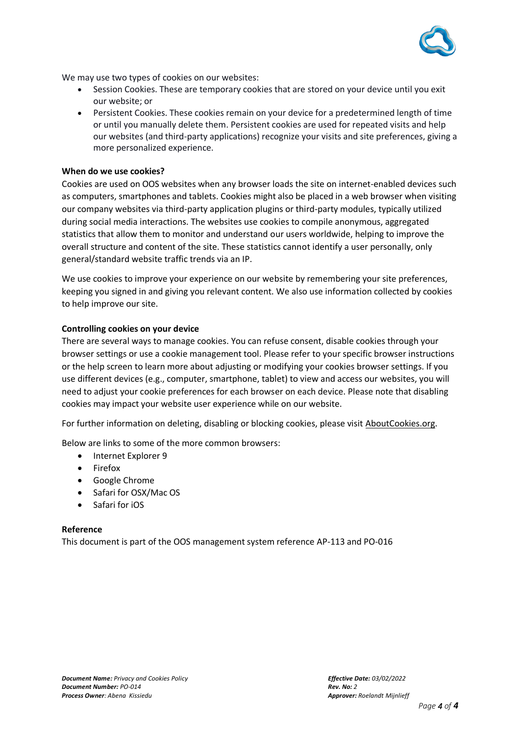We may use two types of cookies on our websites:

- Session Cookies. These are temporary cookies that are stored on your device until you exit our website; or
- Persistent Cookies. These cookies remain on your device for a predetermined length of time or until you manually delete them. Persistent cookies are used for repeated visits and help our websites (and third-party applications) recognize your visits and site preferences, giving a more personalized experience.

**When do we use cookies?**

Cookies are used on OOS websites when any browser loads the site on internet-enabled devices such as computers, smartphones and tablets. Cookies might also be placed in a web browser when visiting our company websites via third-party application plugins or third-party modules, typically utilized during social media interactions. The websites use cookies to compile anonymous, aggregated statistics that allow them to monitor and understand our users worldwide, helping to improve the overall structure and content of the site. These statistics cannot identify a user personally, only general/standard website traffic trends via an IP.

We use cookies to improve your experience on our website by remembering your site preferences, keeping you signed in and giving you relevant content. We also use information collected by cookies to help improve our site.

**Controlling cookies on your device**

There are several ways to manage cookies. You can refuse consent, disable cookies through your browser settings or use a cookie management tool. Please refer to your specific browser instructions or the help screen to learn more about adjusting or modifying your cookies browser settings. If you use different devices (e.g., computer, smartphone, tablet) to view and access our websites, you will need to adjust your cookie preferences for each browser on each device. Please note that disabling cookies may impact your website user experience while on our website.

For further information on deleting, disabling or blocking cookies, please visit AboutCookies.org.

Below are links to some of the more common browsers:

- Internet Explorer 9
- Firefox
- Google Chrome
- Safari for OSX/Mac OS
- Safari for iOS

**Reference**

This document is part of the OOS management system reference AP-113 and PO-016

***Document Name:*** *Privacy and Cookies Policy*
***Document Number:*** *PO-014*
***Process Owner:*** *Abena Kissiedu*

***Effective Date:*** *03/02/2022*
***Rev. No:*** *2*
***Approver:*** *Roelandt Mijnlieff*